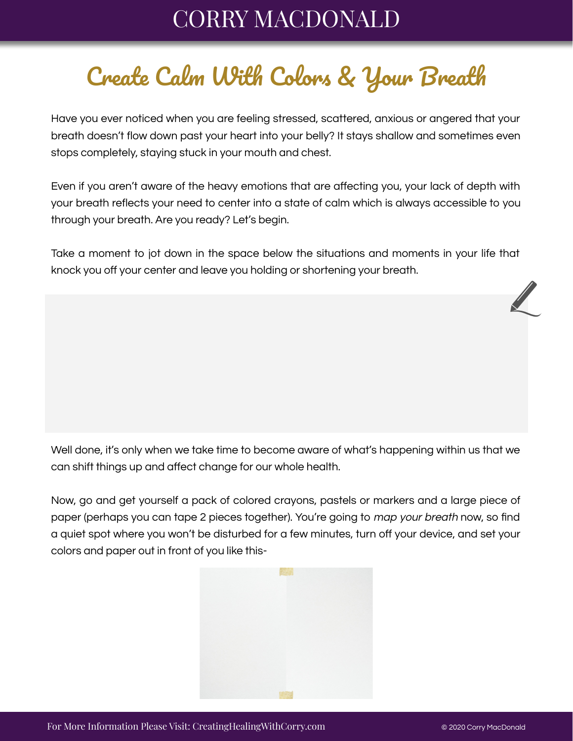# Create Calm With Colors & Your Breath

Have you ever noticed when you are feeling stressed, scattered, anxious or angered that your breath doesn't flow down past your heart into your belly? It stays shallow and sometimes even stops completely, staying stuck in your mouth and chest.

Even if you aren't aware of the heavy emotions that are affecting you, your lack of depth with your breath reflects your need to center into a state of calm which is always accessible to you through your breath. Are you ready? Let's begin.

Take a moment to jot down in the space below the situations and moments in your life that knock you off your center and leave you holding or shortening your breath.

Well done, it's only when we take time to become aware of what's happening within us that we can shift things up and affect change for our whole health.

Now, go and get yourself a pack of colored crayons, pastels or markers and a large piece of paper (perhaps you can tape 2 pieces together). You're going to *map your breath* now, so find a quiet spot where you won't be disturbed for a few minutes, turn off your device, and set your colors and paper out in front of you like this-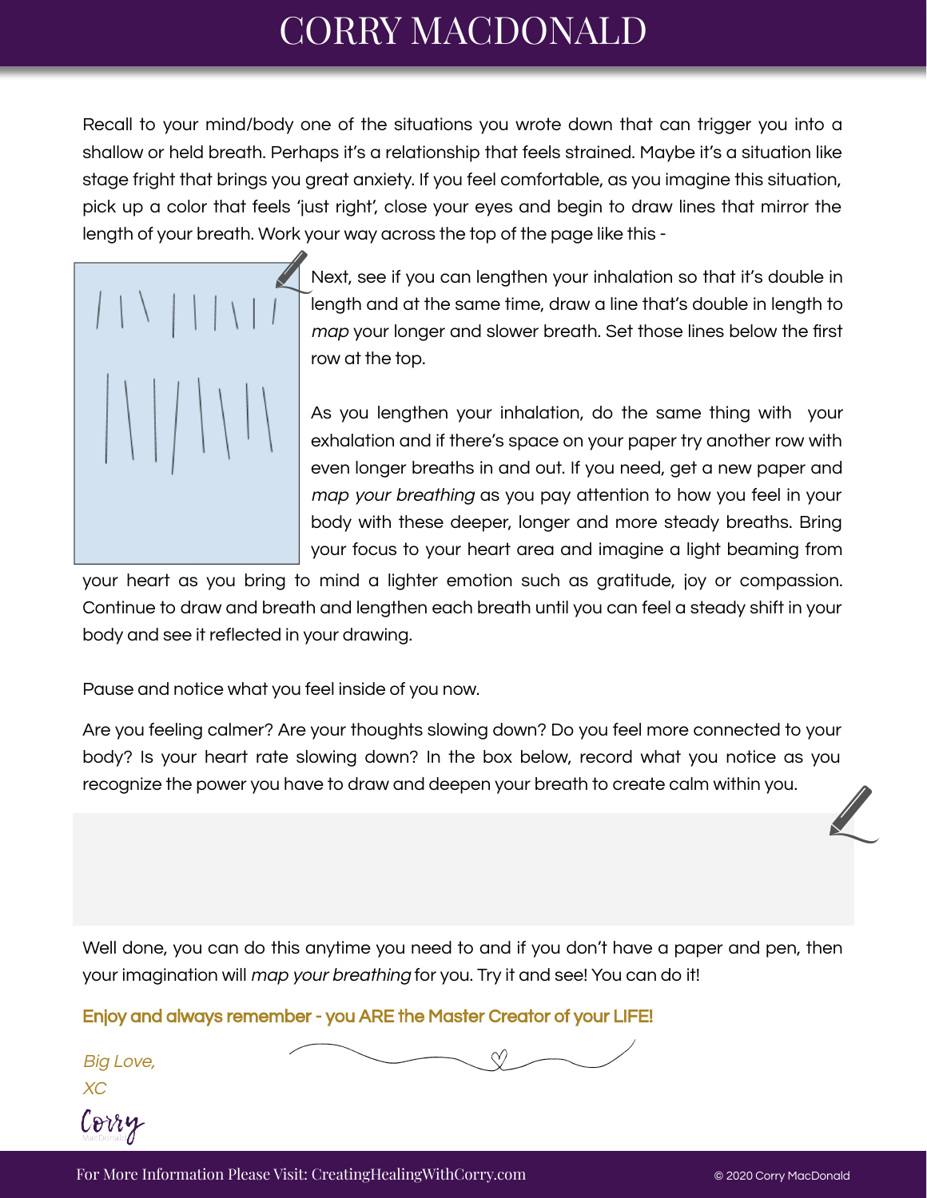Recall to your mind/body one of the situations you wrote down that can trigger you into a shallow or held breath. Perhaps it's a relationship that feels strained. Maybe it's a situation like stage fright that brings you great anxiety. If you feel comfortable, as you imagine this situation, pick up a color that feels 'just right', close your eyes and begin to draw lines that mirror the length of your breath. Work your way across the top of the page like this -

Next, see if you can lengthen your inhalation so that it's double in length and at the same time, draw a line that's double in length to *map* your longer and slower breath. Set those lines below the first row at the top.

As you lengthen your inhalation, do the same thing with your exhalation and if there's space on your paper try another row with even longer breaths in and out. If you need, get a new paper and *map your breathing* as you pay attention to how you feel in your body with these deeper, longer and more steady breaths. Bring your focus to your heart area and imagine a light beaming from your heart as you bring to mind a lighter emotion such as gratitude, joy or compassion. Continue to draw and breath and lengthen each breath until you can feel a steady shift in your body and see it reflected in your drawing.

Pause and notice what you feel inside of you now.

Are you feeling calmer? Are your thoughts slowing down? Do you feel more connected to your body? Is your heart rate slowing down? In the box below, record what you notice as you recognize the power you have to draw and deepen your breath to create calm within you.

Well done, you can do this anytime you need to and if you don't have a paper and pen, then your imagination will *map your breathing* for you. Try it and see! You can do it!

**Enjoy and always remember - you ARE the Master Creator of your LIFE!**

*Big Love,*

*XC*

Corry